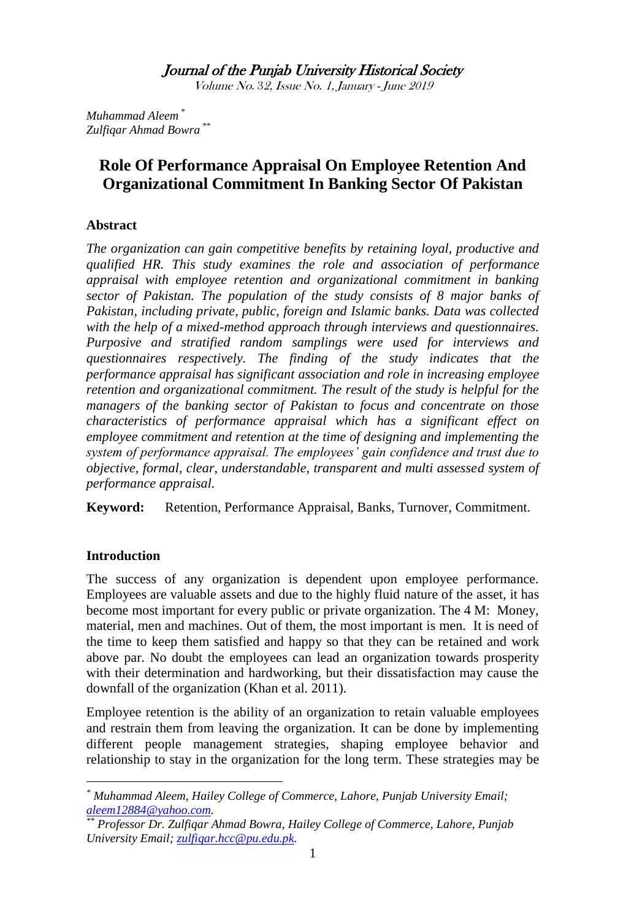Muhammad Aleem [*]
Zulfiqar Ahmad Bowra [**]

# Role Of Performance Appraisal On Employee Retention And Organizational Commitment In Banking Sector Of Pakistan

## Abstract

*The organization can gain competitive benefits by retaining loyal, productive and qualified HR. This study examines the role and association of performance appraisal with employee retention and organizational commitment in banking sector of Pakistan. The population of the study consists of 8 major banks of Pakistan, including private, public, foreign and Islamic banks. Data was collected with the help of a mixed-method approach through interviews and questionnaires. Purposive and stratified random samplings were used for interviews and questionnaires respectively. The finding of the study indicates that the performance appraisal has significant association and role in increasing employee retention and organizational commitment. The result of the study is helpful for the managers of the banking sector of Pakistan to focus and concentrate on those characteristics of performance appraisal which has a significant effect on employee commitment and retention at the time of designing and implementing the system of performance appraisal. The employees' gain confidence and trust due to objective, formal, clear, understandable, transparent and multi assessed system of performance appraisal.*

**Keyword:** Retention, Performance Appraisal, Banks, Turnover, Commitment.

## Introduction

The success of any organization is dependent upon employee performance. Employees are valuable assets and due to the highly fluid nature of the asset, it has become most important for every public or private organization. The 4 M: Money, material, men and machines. Out of them, the most important is men. It is need of the time to keep them satisfied and happy so that they can be retained and work above par. No doubt the employees can lead an organization towards prosperity with their determination and hardworking, but their dissatisfaction may cause the downfall of the organization (Khan et al. 2011).

Employee retention is the ability of an organization to retain valuable employees and restrain them from leaving the organization. It can be done by implementing different people management strategies, shaping employee behavior and relationship to stay in the organization for the long term. These strategies may be

---

[*] *Muhammad Aleem, Hailey College of Commerce, Lahore, Punjab University Email; aleem12884@yahoo.com.*

[**] *Professor Dr. Zulfiqar Ahmad Bowra, Hailey College of Commerce, Lahore, Punjab University Email; zulfiqar.hcc@pu.edu.pk.*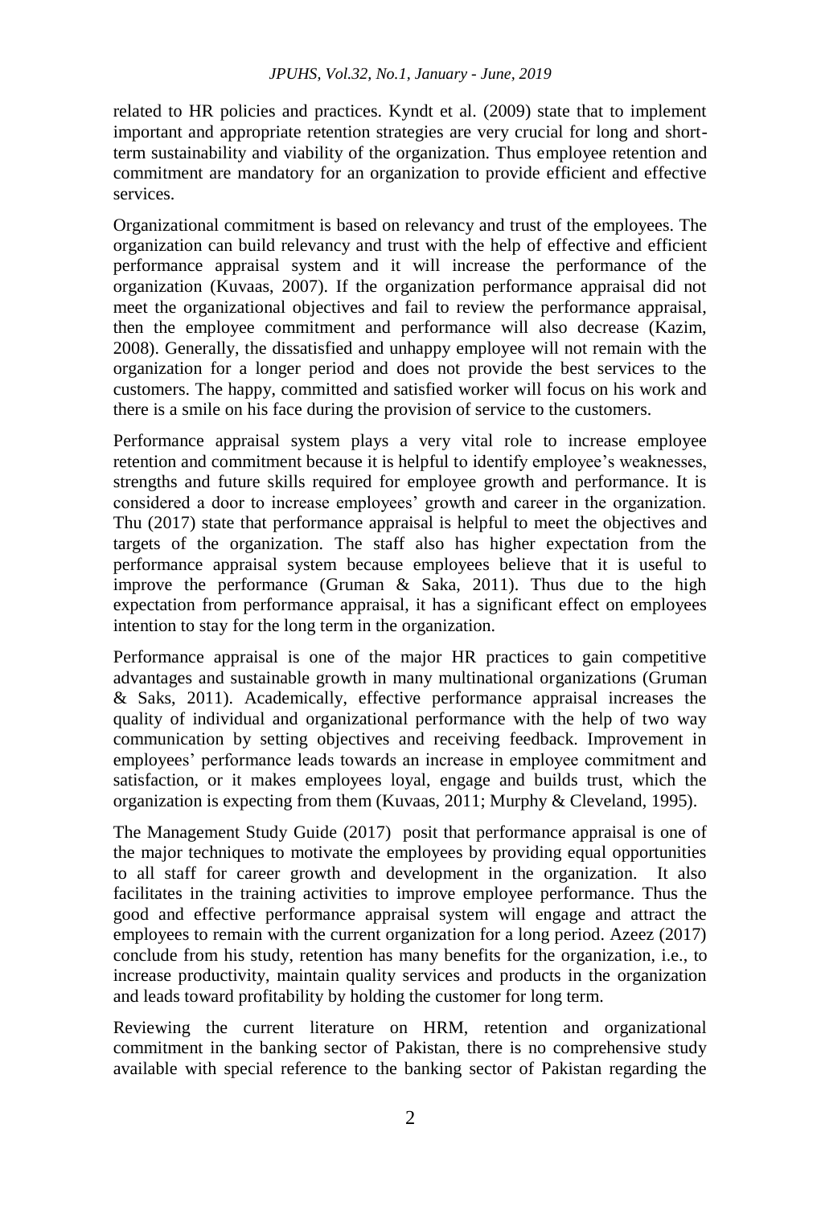related to HR policies and practices. Kyndt et al. (2009) state that to implement important and appropriate retention strategies are very crucial for long and short-term sustainability and viability of the organization. Thus employee retention and commitment are mandatory for an organization to provide efficient and effective services.

Organizational commitment is based on relevancy and trust of the employees. The organization can build relevancy and trust with the help of effective and efficient performance appraisal system and it will increase the performance of the organization (Kuvaas, 2007). If the organization performance appraisal did not meet the organizational objectives and fail to review the performance appraisal, then the employee commitment and performance will also decrease (Kazim, 2008). Generally, the dissatisfied and unhappy employee will not remain with the organization for a longer period and does not provide the best services to the customers. The happy, committed and satisfied worker will focus on his work and there is a smile on his face during the provision of service to the customers.

Performance appraisal system plays a very vital role to increase employee retention and commitment because it is helpful to identify employee's weaknesses, strengths and future skills required for employee growth and performance. It is considered a door to increase employees' growth and career in the organization. Thu (2017) state that performance appraisal is helpful to meet the objectives and targets of the organization. The staff also has higher expectation from the performance appraisal system because employees believe that it is useful to improve the performance (Gruman & Saka, 2011). Thus due to the high expectation from performance appraisal, it has a significant effect on employees intention to stay for the long term in the organization.

Performance appraisal is one of the major HR practices to gain competitive advantages and sustainable growth in many multinational organizations (Gruman & Saks, 2011). Academically, effective performance appraisal increases the quality of individual and organizational performance with the help of two way communication by setting objectives and receiving feedback. Improvement in employees' performance leads towards an increase in employee commitment and satisfaction, or it makes employees loyal, engage and builds trust, which the organization is expecting from them (Kuvaas, 2011; Murphy & Cleveland, 1995).

The Management Study Guide (2017) posit that performance appraisal is one of the major techniques to motivate the employees by providing equal opportunities to all staff for career growth and development in the organization. It also facilitates in the training activities to improve employee performance. Thus the good and effective performance appraisal system will engage and attract the employees to remain with the current organization for a long period. Azeez (2017) conclude from his study, retention has many benefits for the organization, i.e., to increase productivity, maintain quality services and products in the organization and leads toward profitability by holding the customer for long term.

Reviewing the current literature on HRM, retention and organizational commitment in the banking sector of Pakistan, there is no comprehensive study available with special reference to the banking sector of Pakistan regarding the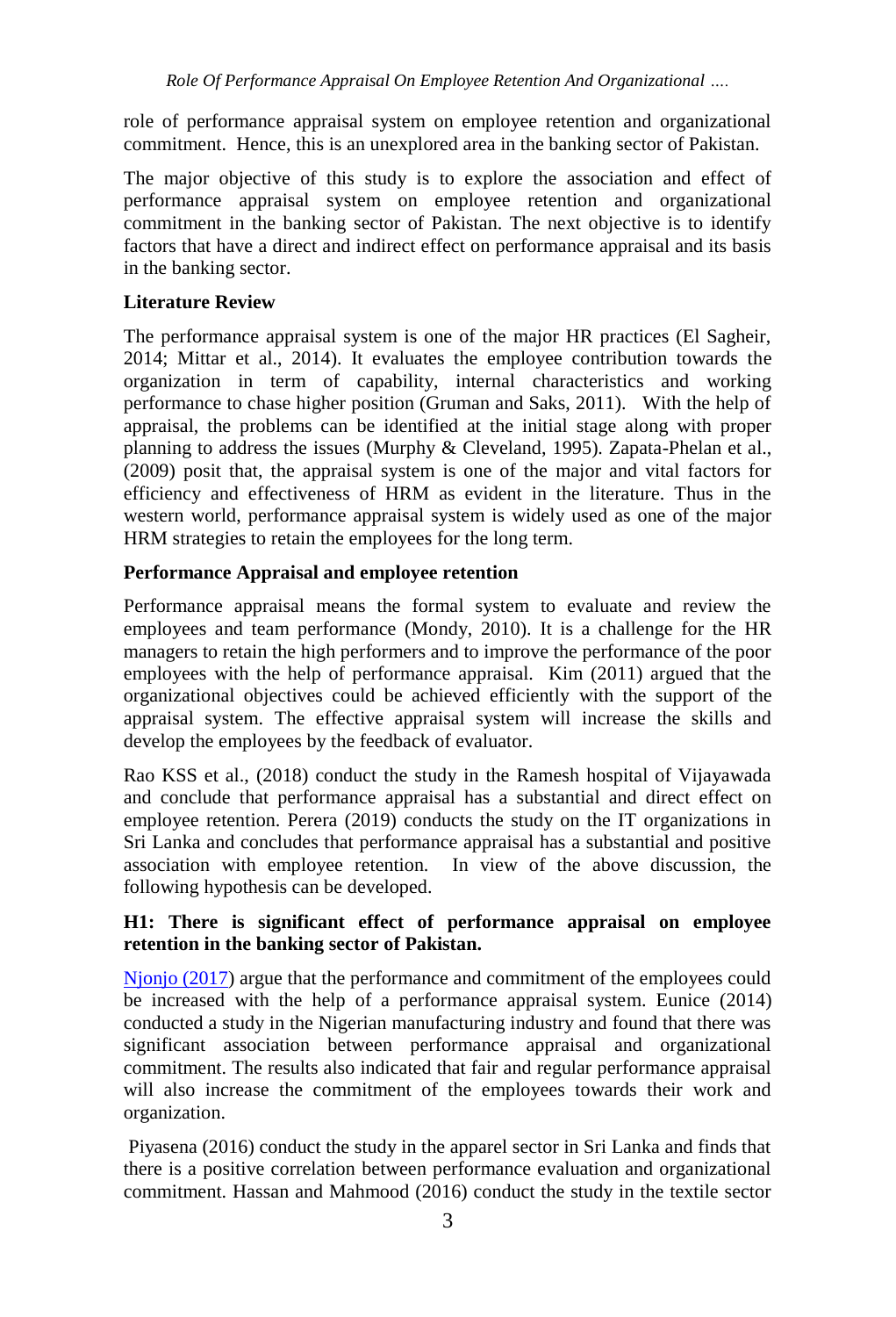role of performance appraisal system on employee retention and organizational commitment. Hence, this is an unexplored area in the banking sector of Pakistan.

The major objective of this study is to explore the association and effect of performance appraisal system on employee retention and organizational commitment in the banking sector of Pakistan. The next objective is to identify factors that have a direct and indirect effect on performance appraisal and its basis in the banking sector.

## Literature Review

The performance appraisal system is one of the major HR practices (El Sagheir, 2014; Mittar et al., 2014). It evaluates the employee contribution towards the organization in term of capability, internal characteristics and working performance to chase higher position (Gruman and Saks, 2011). With the help of appraisal, the problems can be identified at the initial stage along with proper planning to address the issues (Murphy & Cleveland, 1995). Zapata-Phelan et al., (2009) posit that, the appraisal system is one of the major and vital factors for efficiency and effectiveness of HRM as evident in the literature. Thus in the western world, performance appraisal system is widely used as one of the major HRM strategies to retain the employees for the long term.

### Performance Appraisal and employee retention

Performance appraisal means the formal system to evaluate and review the employees and team performance (Mondy, 2010). It is a challenge for the HR managers to retain the high performers and to improve the performance of the poor employees with the help of performance appraisal. Kim (2011) argued that the organizational objectives could be achieved efficiently with the support of the appraisal system. The effective appraisal system will increase the skills and develop the employees by the feedback of evaluator.

Rao KSS et al., (2018) conduct the study in the Ramesh hospital of Vijayawada and conclude that performance appraisal has a substantial and direct effect on employee retention. Perera (2019) conducts the study on the IT organizations in Sri Lanka and concludes that performance appraisal has a substantial and positive association with employee retention. In view of the above discussion, the following hypothesis can be developed.

**H1: There is significant effect of performance appraisal on employee retention in the banking sector of Pakistan.**

Njonjo (2017) argue that the performance and commitment of the employees could be increased with the help of a performance appraisal system. Eunice (2014) conducted a study in the Nigerian manufacturing industry and found that there was significant association between performance appraisal and organizational commitment. The results also indicated that fair and regular performance appraisal will also increase the commitment of the employees towards their work and organization.

Piyasena (2016) conduct the study in the apparel sector in Sri Lanka and finds that there is a positive correlation between performance evaluation and organizational commitment. Hassan and Mahmood (2016) conduct the study in the textile sector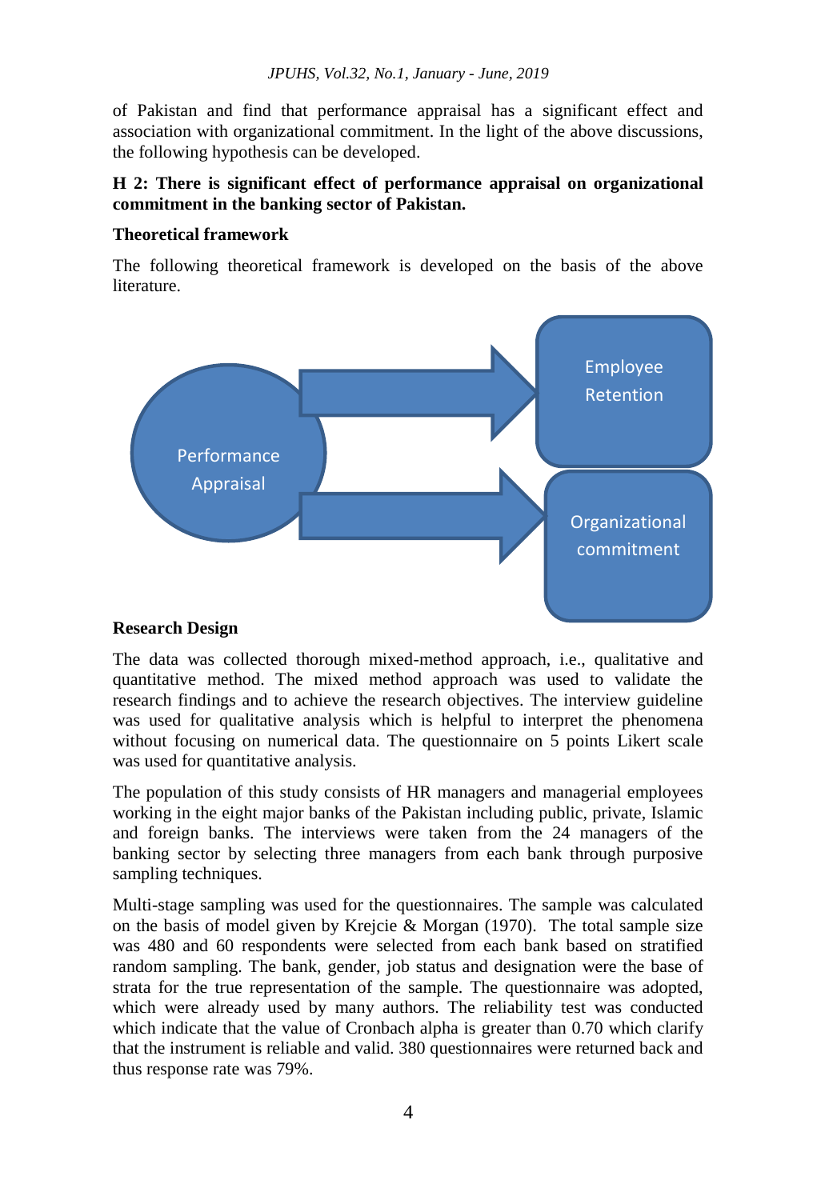of Pakistan and find that performance appraisal has a significant effect and association with organizational commitment. In the light of the above discussions, the following hypothesis can be developed.

**H 2: There is significant effect of performance appraisal on organizational commitment in the banking sector of Pakistan.**

**Theoretical framework**

The following theoretical framework is developed on the basis of the above literature.

Performance Appraisal → Employee Retention

Performance Appraisal → Organizational commitment

**Research Design**

The data was collected thorough mixed-method approach, i.e., qualitative and quantitative method. The mixed method approach was used to validate the research findings and to achieve the research objectives. The interview guideline was used for qualitative analysis which is helpful to interpret the phenomena without focusing on numerical data. The questionnaire on 5 points Likert scale was used for quantitative analysis.

The population of this study consists of HR managers and managerial employees working in the eight major banks of the Pakistan including public, private, Islamic and foreign banks. The interviews were taken from the 24 managers of the banking sector by selecting three managers from each bank through purposive sampling techniques.

Multi-stage sampling was used for the questionnaires. The sample was calculated on the basis of model given by Krejcie & Morgan (1970). The total sample size was 480 and 60 respondents were selected from each bank based on stratified random sampling. The bank, gender, job status and designation were the base of strata for the true representation of the sample. The questionnaire was adopted, which were already used by many authors. The reliability test was conducted which indicate that the value of Cronbach alpha is greater than 0.70 which clarify that the instrument is reliable and valid. 380 questionnaires were returned back and thus response rate was 79%.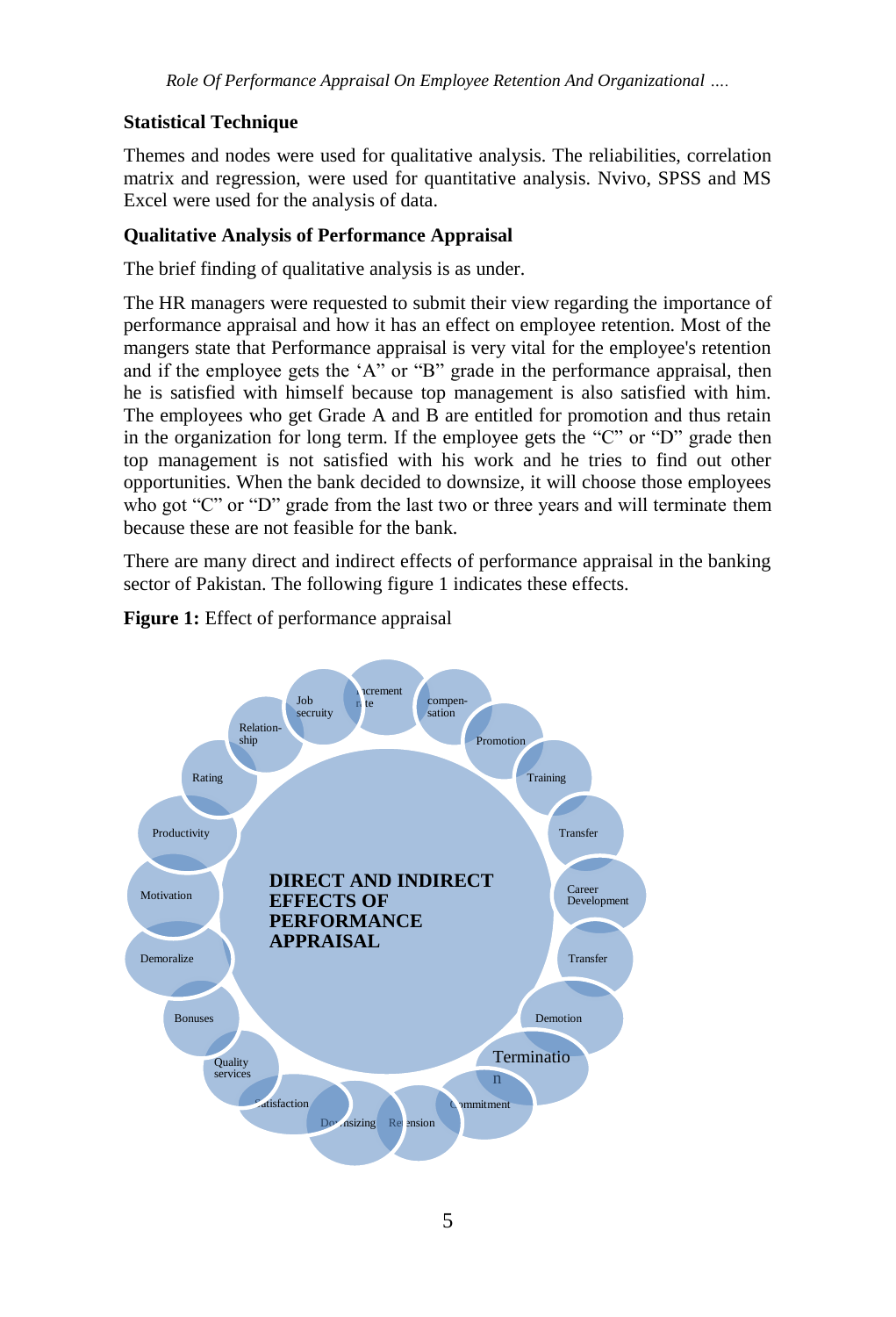### Statistical Technique

Themes and nodes were used for qualitative analysis. The reliabilities, correlation matrix and regression, were used for quantitative analysis. Nvivo, SPSS and MS Excel were used for the analysis of data.

### Qualitative Analysis of Performance Appraisal

The brief finding of qualitative analysis is as under.

The HR managers were requested to submit their view regarding the importance of performance appraisal and how it has an effect on employee retention. Most of the mangers state that Performance appraisal is very vital for the employee's retention and if the employee gets the 'A" or "B" grade in the performance appraisal, then he is satisfied with himself because top management is also satisfied with him. The employees who get Grade A and B are entitled for promotion and thus retain in the organization for long term. If the employee gets the "C" or "D" grade then top management is not satisfied with his work and he tries to find out other opportunities. When the bank decided to downsize, it will choose those employees who got "C" or "D" grade from the last two or three years and will terminate them because these are not feasible for the bank.

There are many direct and indirect effects of performance appraisal in the banking sector of Pakistan. The following figure 1 indicates these effects.

**Figure 1:** Effect of performance appraisal

DIRECT AND INDIRECT EFFECTS OF PERFORMANCE APPRAISAL

Job secruity, Increment rate, compen-sation, Promotion, Training, Transfer, Career Development, Transfer, Demotion, Termination, Commitment, Retension, Downsizing, Satisfaction, Quality services, Bonuses, Demoralize, Motivation, Productivity, Rating, Relation-ship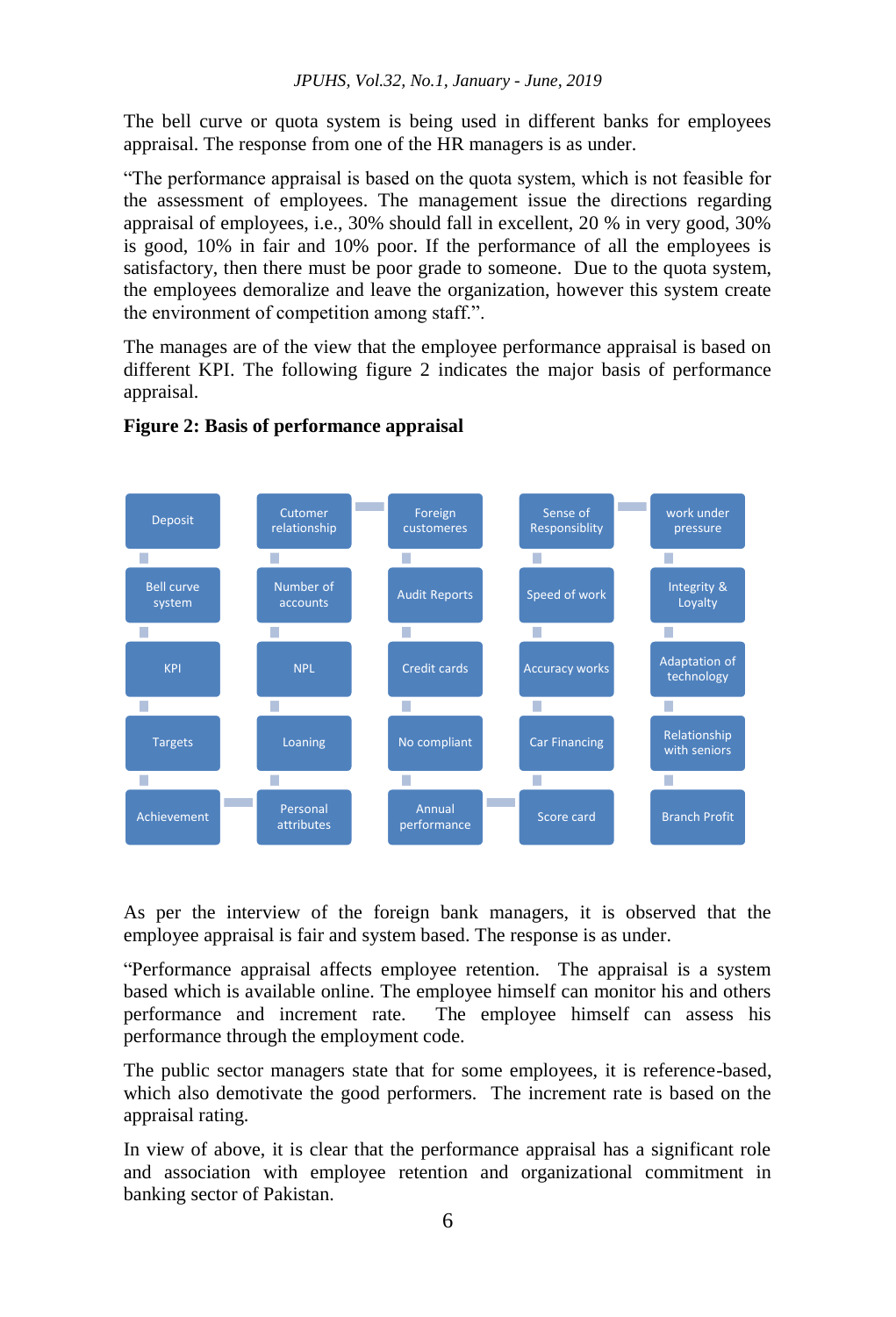The bell curve or quota system is being used in different banks for employees appraisal. The response from one of the HR managers is as under.

"The performance appraisal is based on the quota system, which is not feasible for the assessment of employees. The management issue the directions regarding appraisal of employees, i.e., 30% should fall in excellent, 20 % in very good, 30% is good, 10% in fair and 10% poor. If the performance of all the employees is satisfactory, then there must be poor grade to someone. Due to the quota system, the employees demoralize and leave the organization, however this system create the environment of competition among staff.".

The manages are of the view that the employee performance appraisal is based on different KPI. The following figure 2 indicates the major basis of performance appraisal.

**Figure 2: Basis of performance appraisal**

| Deposit | Cutomer relationship | Foreign customeres | Sense of Responsiblity | work under pressure |
|---|---|---|---|---|
| Bell curve system | Number of accounts | Audit Reports | Speed of work | Integrity & Loyalty |
| KPI | NPL | Credit cards | Accuracy works | Adaptation of technology |
| Targets | Loaning | No compliant | Car Financing | Relationship with seniors |
| Achievement | Personal attributes | Annual performance | Score card | Branch Profit |

As per the interview of the foreign bank managers, it is observed that the employee appraisal is fair and system based. The response is as under.

"Performance appraisal affects employee retention. The appraisal is a system based which is available online. The employee himself can monitor his and others performance and increment rate. The employee himself can assess his performance through the employment code.

The public sector managers state that for some employees, it is reference-based, which also demotivate the good performers. The increment rate is based on the appraisal rating.

In view of above, it is clear that the performance appraisal has a significant role and association with employee retention and organizational commitment in banking sector of Pakistan.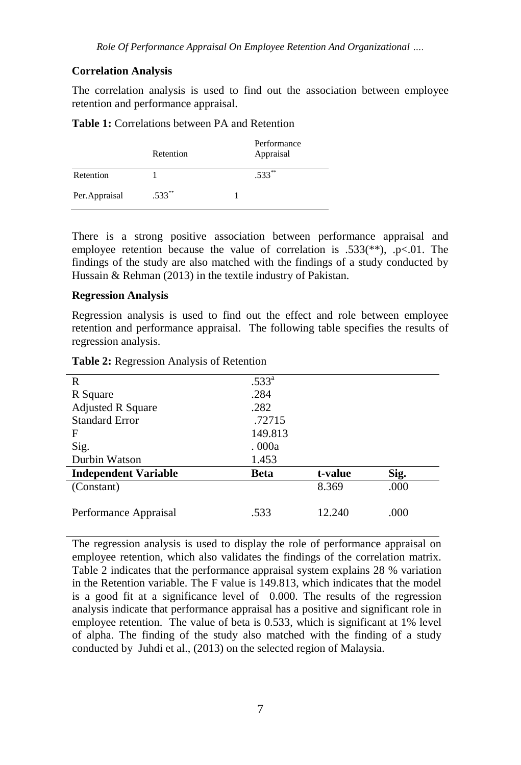**Correlation Analysis**

The correlation analysis is used to find out the association between employee retention and performance appraisal.

**Table 1:** Correlations between PA and Retention

| | Retention | Performance Appraisal |
|---|---|---|
| Retention | 1 | .533** |
| Per.Appraisal | .533** | 1 |

There is a strong positive association between performance appraisal and employee retention because the value of correlation is .533(**), .p<.01. The findings of the study are also matched with the findings of a study conducted by Hussain & Rehman (2013) in the textile industry of Pakistan.

**Regression Analysis**

Regression analysis is used to find out the effect and role between employee retention and performance appraisal. The following table specifies the results of regression analysis.

**Table 2:** Regression Analysis of Retention

| | | | |
|---|---|---|---|
| R | .533[a] | | |
| R Square | .284 | | |
| Adjusted R Square | .282 | | |
| Standard Error | .72715 | | |
| F | 149.813 | | |
| Sig. | . 000a | | |
| Durbin Watson | 1.453 | | |
| **Independent Variable** | **Beta** | **t-value** | **Sig.** |
| (Constant) | | 8.369 | .000 |
| Performance Appraisal | .533 | 12.240 | .000 |

The regression analysis is used to display the role of performance appraisal on employee retention, which also validates the findings of the correlation matrix. Table 2 indicates that the performance appraisal system explains 28 % variation in the Retention variable. The F value is 149.813, which indicates that the model is a good fit at a significance level of 0.000. The results of the regression analysis indicate that performance appraisal has a positive and significant role in employee retention. The value of beta is 0.533, which is significant at 1% level of alpha. The finding of the study also matched with the finding of a study conducted by Juhdi et al., (2013) on the selected region of Malaysia.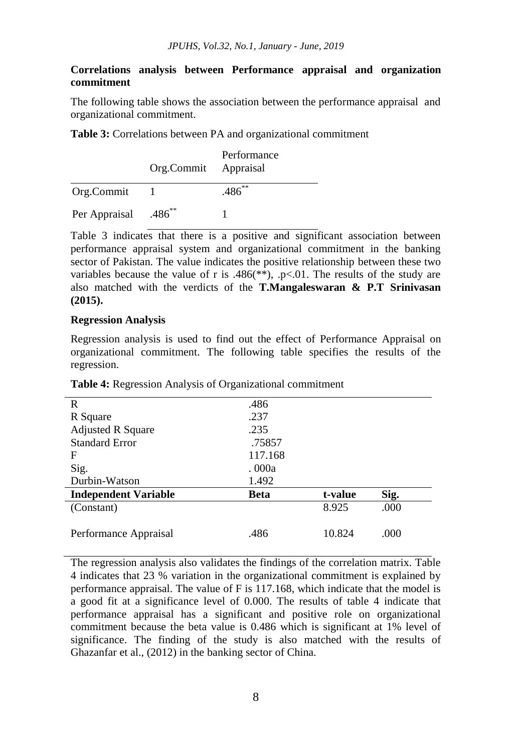**Correlations analysis between Performance appraisal and organization commitment**

The following table shows the association between the performance appraisal and organizational commitment.

**Table 3:** Correlations between PA and organizational commitment

| | Org.Commit | Performance Appraisal |
|---|---|---|
| Org.Commit | 1 | .486** |
| Per Appraisal | .486** | 1 |

Table 3 indicates that there is a positive and significant association between performance appraisal system and organizational commitment in the banking sector of Pakistan. The value indicates the positive relationship between these two variables because the value of r is .486(**), .p<.01. The results of the study are also matched with the verdicts of the **T.Mangaleswaran & P.T Srinivasan (2015).**

**Regression Analysis**

Regression analysis is used to find out the effect of Performance Appraisal on organizational commitment. The following table specifies the results of the regression.

**Table 4:** Regression Analysis of Organizational commitment

| | | | |
|---|---|---|---|
| R | .486 | | |
| R Square | .237 | | |
| Adjusted R Square | .235 | | |
| Standard Error | .75857 | | |
| F | 117.168 | | |
| Sig. | . 000a | | |
| Durbin-Watson | 1.492 | | |
| **Independent Variable** | **Beta** | **t-value** | **Sig.** |
| (Constant) | | 8.925 | .000 |
| Performance Appraisal | .486 | 10.824 | .000 |

The regression analysis also validates the findings of the correlation matrix. Table 4 indicates that 23 % variation in the organizational commitment is explained by performance appraisal. The value of F is 117.168, which indicate that the model is a good fit at a significance level of 0.000. The results of table 4 indicate that performance appraisal has a significant and positive role on organizational commitment because the beta value is 0.486 which is significant at 1% level of significance. The finding of the study is also matched with the results of Ghazanfar et al., (2012) in the banking sector of China.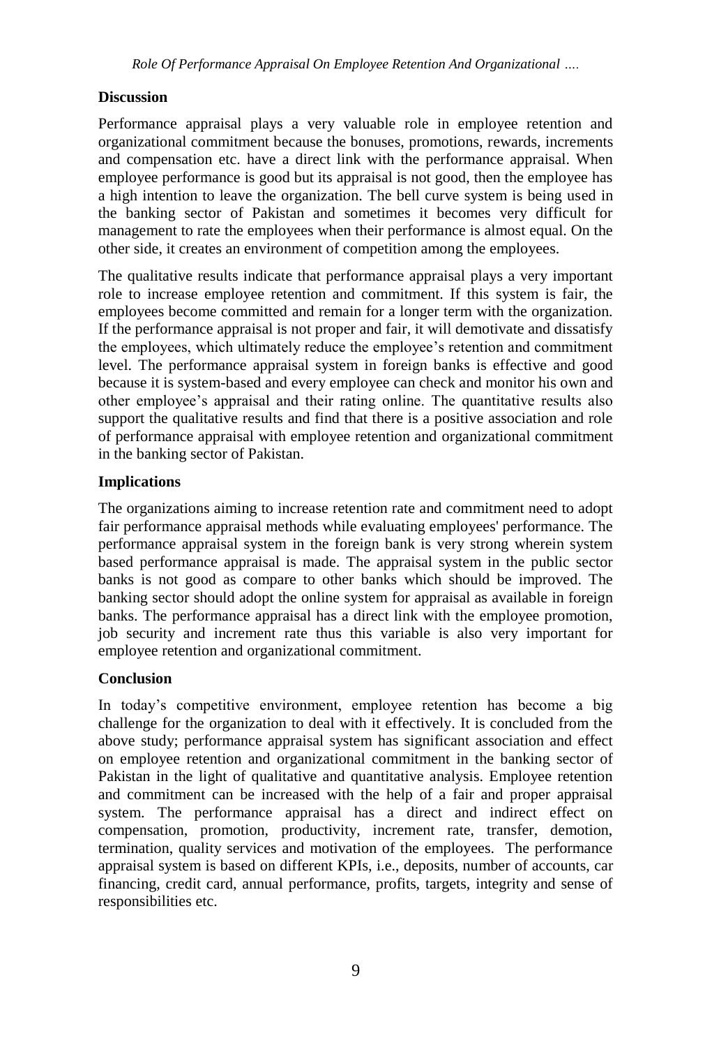## Discussion

Performance appraisal plays a very valuable role in employee retention and organizational commitment because the bonuses, promotions, rewards, increments and compensation etc. have a direct link with the performance appraisal. When employee performance is good but its appraisal is not good, then the employee has a high intention to leave the organization. The bell curve system is being used in the banking sector of Pakistan and sometimes it becomes very difficult for management to rate the employees when their performance is almost equal. On the other side, it creates an environment of competition among the employees.

The qualitative results indicate that performance appraisal plays a very important role to increase employee retention and commitment. If this system is fair, the employees become committed and remain for a longer term with the organization. If the performance appraisal is not proper and fair, it will demotivate and dissatisfy the employees, which ultimately reduce the employee's retention and commitment level. The performance appraisal system in foreign banks is effective and good because it is system-based and every employee can check and monitor his own and other employee's appraisal and their rating online. The quantitative results also support the qualitative results and find that there is a positive association and role of performance appraisal with employee retention and organizational commitment in the banking sector of Pakistan.

## Implications

The organizations aiming to increase retention rate and commitment need to adopt fair performance appraisal methods while evaluating employees' performance. The performance appraisal system in the foreign bank is very strong wherein system based performance appraisal is made. The appraisal system in the public sector banks is not good as compare to other banks which should be improved. The banking sector should adopt the online system for appraisal as available in foreign banks. The performance appraisal has a direct link with the employee promotion, job security and increment rate thus this variable is also very important for employee retention and organizational commitment.

## Conclusion

In today's competitive environment, employee retention has become a big challenge for the organization to deal with it effectively. It is concluded from the above study; performance appraisal system has significant association and effect on employee retention and organizational commitment in the banking sector of Pakistan in the light of qualitative and quantitative analysis. Employee retention and commitment can be increased with the help of a fair and proper appraisal system. The performance appraisal has a direct and indirect effect on compensation, promotion, productivity, increment rate, transfer, demotion, termination, quality services and motivation of the employees. The performance appraisal system is based on different KPIs, i.e., deposits, number of accounts, car financing, credit card, annual performance, profits, targets, integrity and sense of responsibilities etc.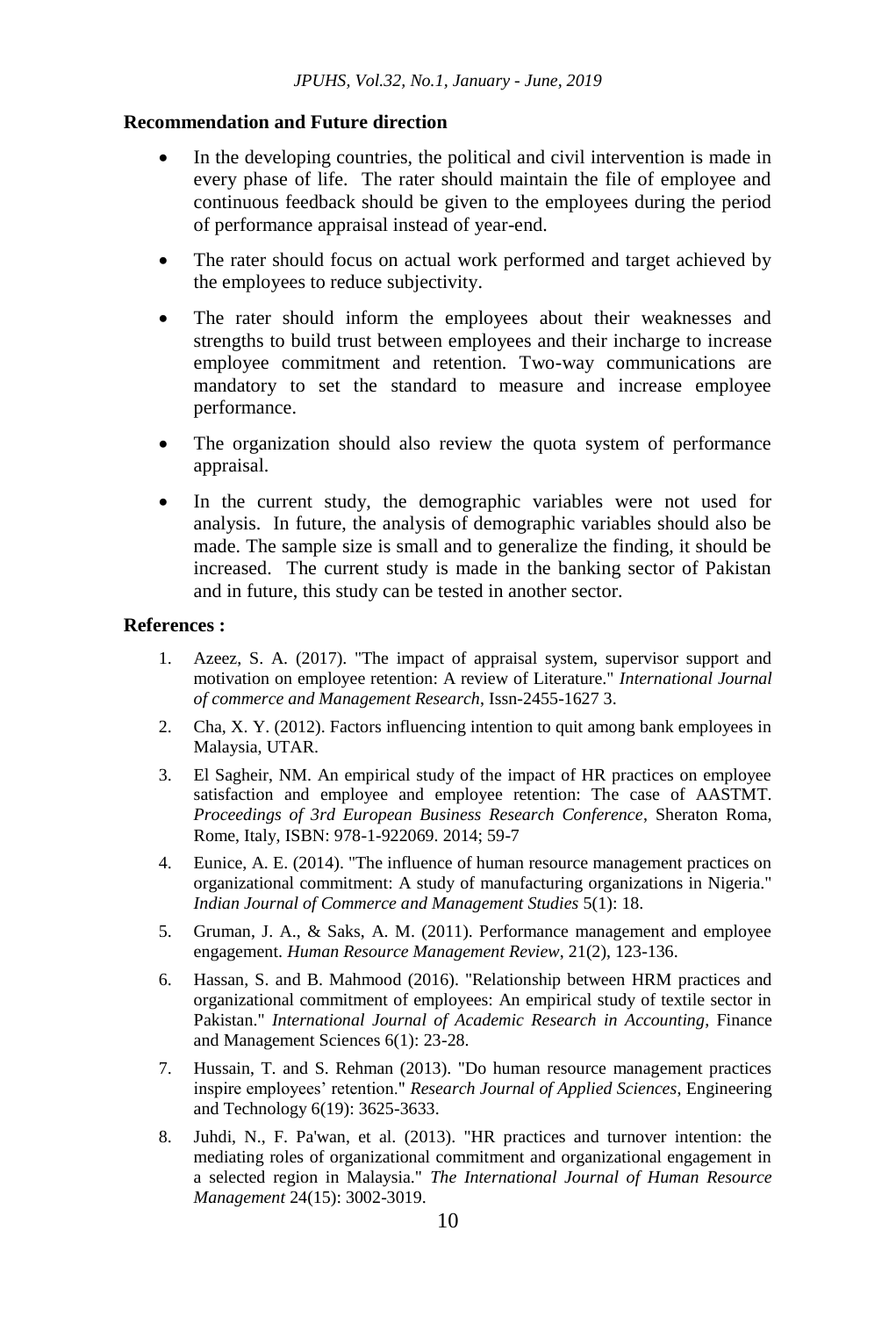## Recommendation and Future direction

- In the developing countries, the political and civil intervention is made in every phase of life. The rater should maintain the file of employee and continuous feedback should be given to the employees during the period of performance appraisal instead of year-end.
- The rater should focus on actual work performed and target achieved by the employees to reduce subjectivity.
- The rater should inform the employees about their weaknesses and strengths to build trust between employees and their incharge to increase employee commitment and retention. Two-way communications are mandatory to set the standard to measure and increase employee performance.
- The organization should also review the quota system of performance appraisal.
- In the current study, the demographic variables were not used for analysis. In future, the analysis of demographic variables should also be made. The sample size is small and to generalize the finding, it should be increased. The current study is made in the banking sector of Pakistan and in future, this study can be tested in another sector.

## References :

1. Azeez, S. A. (2017). "The impact of appraisal system, supervisor support and motivation on employee retention: A review of Literature." *International Journal of commerce and Management Research*, Issn-2455-1627 3.
2. Cha, X. Y. (2012). Factors influencing intention to quit among bank employees in Malaysia, UTAR.
3. El Sagheir, NM. An empirical study of the impact of HR practices on employee satisfaction and employee and employee retention: The case of AASTMT. *Proceedings of 3rd European Business Research Conference*, Sheraton Roma, Rome, Italy, ISBN: 978-1-922069. 2014; 59-7
4. Eunice, A. E. (2014). "The influence of human resource management practices on organizational commitment: A study of manufacturing organizations in Nigeria." *Indian Journal of Commerce and Management Studies* 5(1): 18.
5. Gruman, J. A., & Saks, A. M. (2011). Performance management and employee engagement. *Human Resource Management Review*, 21(2), 123-136.
6. Hassan, S. and B. Mahmood (2016). "Relationship between HRM practices and organizational commitment of employees: An empirical study of textile sector in Pakistan." *International Journal of Academic Research in Accounting,* Finance and Management Sciences 6(1): 23-28.
7. Hussain, T. and S. Rehman (2013). "Do human resource management practices inspire employees' retention." *Research Journal of Applied Sciences*, Engineering and Technology 6(19): 3625-3633.
8. Juhdi, N., F. Pa'wan, et al. (2013). "HR practices and turnover intention: the mediating roles of organizational commitment and organizational engagement in a selected region in Malaysia." *The International Journal of Human Resource Management* 24(15): 3002-3019.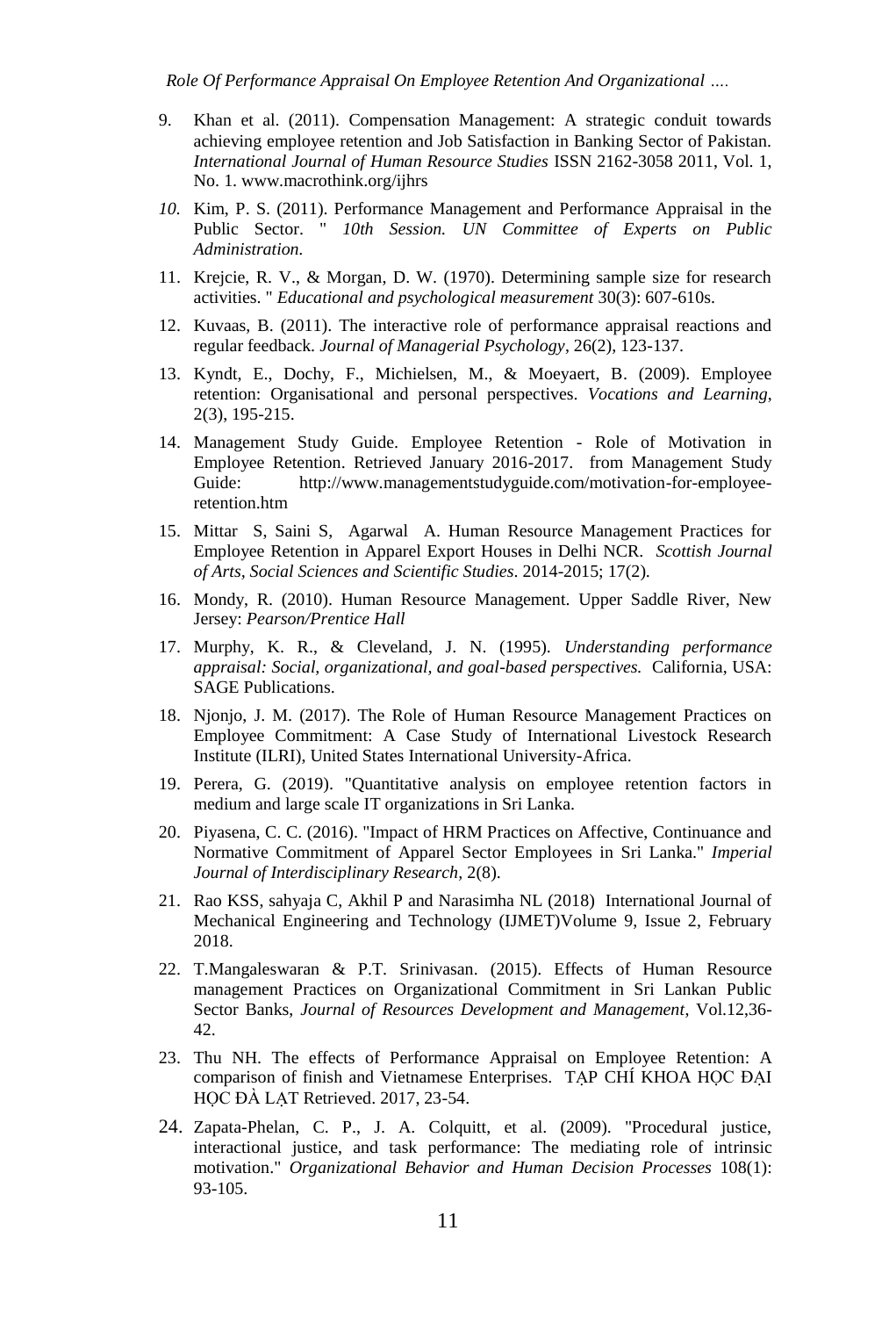9. Khan et al. (2011). Compensation Management: A strategic conduit towards achieving employee retention and Job Satisfaction in Banking Sector of Pakistan. *International Journal of Human Resource Studies* ISSN 2162-3058 2011, Vol. 1, No. 1. www.macrothink.org/ijhrs

10. Kim, P. S. (2011). Performance Management and Performance Appraisal in the Public Sector. " *10th Session. UN Committee of Experts on Public Administration.*

11. Krejcie, R. V., & Morgan, D. W. (1970). Determining sample size for research activities. " *Educational and psychological measurement* 30(3): 607-610s.

12. Kuvaas, B. (2011). The interactive role of performance appraisal reactions and regular feedback. *Journal of Managerial Psychology*, 26(2), 123-137.

13. Kyndt, E., Dochy, F., Michielsen, M., & Moeyaert, B. (2009). Employee retention: Organisational and personal perspectives. *Vocations and Learning*, 2(3), 195-215.

14. Management Study Guide. Employee Retention - Role of Motivation in Employee Retention. Retrieved January 2016-2017. from Management Study Guide: http://www.managementstudyguide.com/motivation-for-employee-retention.htm

15. Mittar S, Saini S, Agarwal A. Human Resource Management Practices for Employee Retention in Apparel Export Houses in Delhi NCR. *Scottish Journal of Arts, Social Sciences and Scientific Studies*. 2014-2015; 17(2).

16. Mondy, R. (2010). Human Resource Management. Upper Saddle River, New Jersey: *Pearson/Prentice Hall*

17. Murphy, K. R., & Cleveland, J. N. (1995). *Understanding performance appraisal: Social, organizational, and goal-based perspectives.* California, USA: SAGE Publications.

18. Njonjo, J. M. (2017). The Role of Human Resource Management Practices on Employee Commitment: A Case Study of International Livestock Research Institute (ILRI), United States International University-Africa.

19. Perera, G. (2019). "Quantitative analysis on employee retention factors in medium and large scale IT organizations in Sri Lanka.

20. Piyasena, C. C. (2016). "Impact of HRM Practices on Affective, Continuance and Normative Commitment of Apparel Sector Employees in Sri Lanka." *Imperial Journal of Interdisciplinary Research,* 2(8).

21. Rao KSS, sahyaja C, Akhil P and Narasimha NL (2018) International Journal of Mechanical Engineering and Technology (IJMET)Volume 9, Issue 2, February 2018.

22. T.Mangaleswaran & P.T. Srinivasan. (2015). Effects of Human Resource management Practices on Organizational Commitment in Sri Lankan Public Sector Banks, *Journal of Resources Development and Management*, Vol.12,36-42.

23. Thu NH. The effects of Performance Appraisal on Employee Retention: A comparison of finish and Vietnamese Enterprises. TẠP CHÍ KHOA HỌC ĐẠI HỌC ĐÀ LẠT Retrieved. 2017, 23-54.

24. Zapata-Phelan, C. P., J. A. Colquitt, et al. (2009). "Procedural justice, interactional justice, and task performance: The mediating role of intrinsic motivation." *Organizational Behavior and Human Decision Processes* 108(1): 93-105.